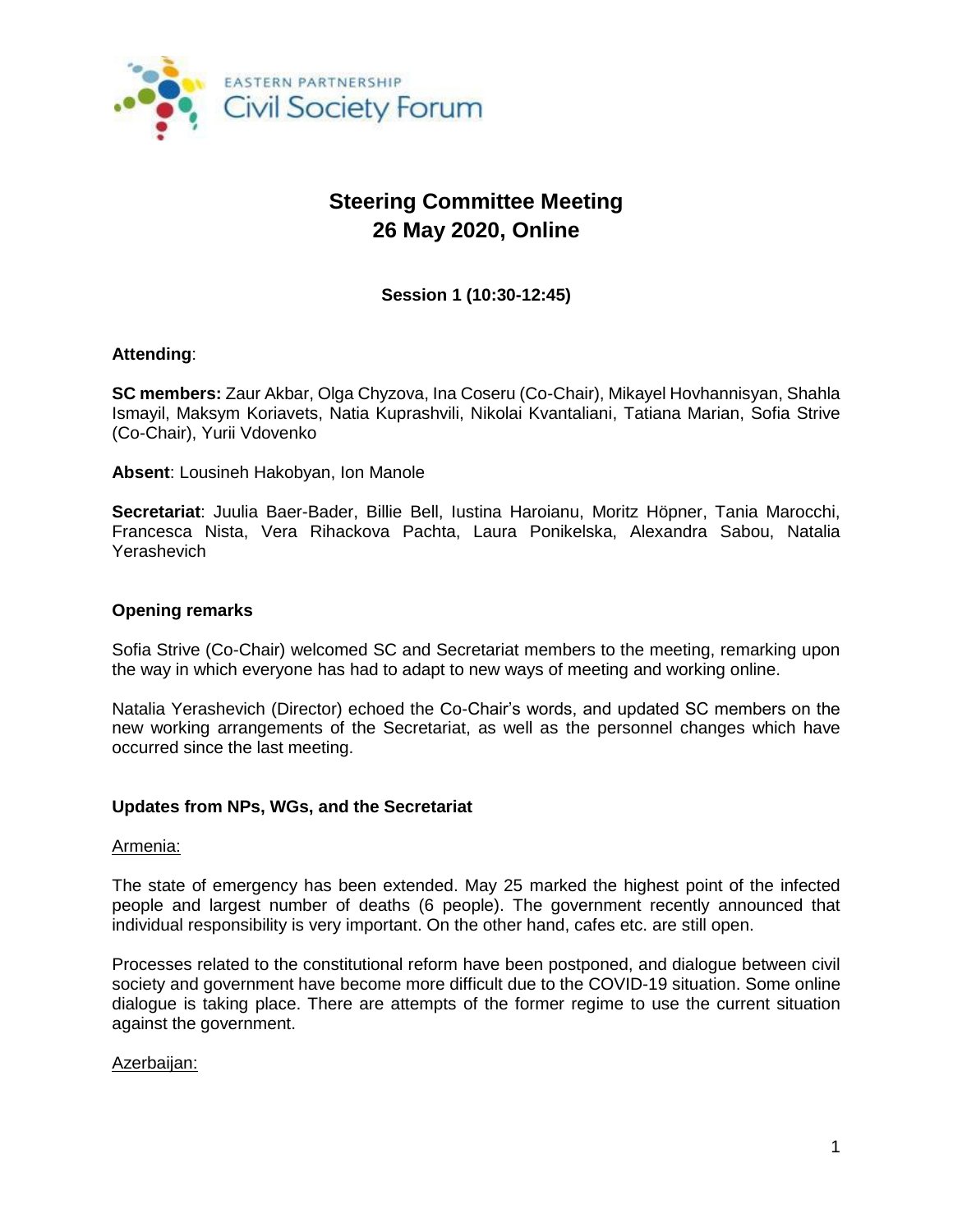EASTERN PARTNERSHIP
Civil Society Forum

# Steering Committee Meeting
# 26 May 2020, Online

**Session 1 (10:30-12:45)**

**Attending**:

**SC members:** Zaur Akbar, Olga Chyzova, Ina Coseru (Co-Chair), Mikayel Hovhannisyan, Shahla Ismayil, Maksym Koriavets, Natia Kuprashvili, Nikolai Kvantaliani, Tatiana Marian, Sofia Strive (Co-Chair), Yurii Vdovenko

**Absent**: Lousineh Hakobyan, Ion Manole

**Secretariat**: Juulia Baer-Bader, Billie Bell, Iustina Haroianu, Moritz Höpner, Tania Marocchi, Francesca Nista, Vera Rihackova Pachta, Laura Ponikelska, Alexandra Sabou, Natalia Yerashevich

## Opening remarks

Sofia Strive (Co-Chair) welcomed SC and Secretariat members to the meeting, remarking upon the way in which everyone has had to adapt to new ways of meeting and working online.

Natalia Yerashevich (Director) echoed the Co-Chair's words, and updated SC members on the new working arrangements of the Secretariat, as well as the personnel changes which have occurred since the last meeting.

## Updates from NPs, WGs, and the Secretariat

Armenia:

The state of emergency has been extended. May 25 marked the highest point of the infected people and largest number of deaths (6 people). The government recently announced that individual responsibility is very important. On the other hand, cafes etc. are still open.

Processes related to the constitutional reform have been postponed, and dialogue between civil society and government have become more difficult due to the COVID-19 situation. Some online dialogue is taking place. There are attempts of the former regime to use the current situation against the government.

Azerbaijan: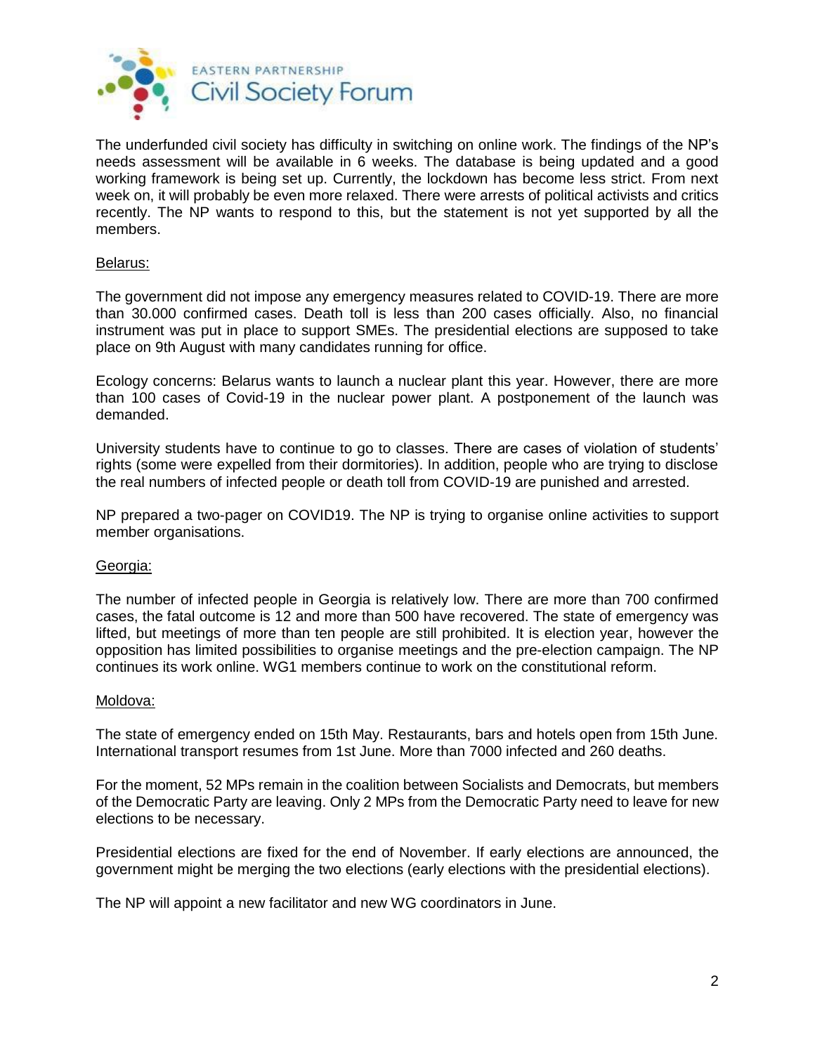The underfunded civil society has difficulty in switching on online work. The findings of the NP's needs assessment will be available in 6 weeks. The database is being updated and a good working framework is being set up. Currently, the lockdown has become less strict. From next week on, it will probably be even more relaxed. There were arrests of political activists and critics recently. The NP wants to respond to this, but the statement is not yet supported by all the members.

Belarus:

The government did not impose any emergency measures related to COVID-19. There are more than 30.000 confirmed cases. Death toll is less than 200 cases officially. Also, no financial instrument was put in place to support SMEs. The presidential elections are supposed to take place on 9th August with many candidates running for office.

Ecology concerns: Belarus wants to launch a nuclear plant this year. However, there are more than 100 cases of Covid-19 in the nuclear power plant. A postponement of the launch was demanded.

University students have to continue to go to classes. There are cases of violation of students' rights (some were expelled from their dormitories). In addition, people who are trying to disclose the real numbers of infected people or death toll from COVID-19 are punished and arrested.

NP prepared a two-pager on COVID19. The NP is trying to organise online activities to support member organisations.

Georgia:

The number of infected people in Georgia is relatively low. There are more than 700 confirmed cases, the fatal outcome is 12 and more than 500 have recovered. The state of emergency was lifted, but meetings of more than ten people are still prohibited. It is election year, however the opposition has limited possibilities to organise meetings and the pre-election campaign. The NP continues its work online. WG1 members continue to work on the constitutional reform.

Moldova:

The state of emergency ended on 15th May. Restaurants, bars and hotels open from 15th June. International transport resumes from 1st June. More than 7000 infected and 260 deaths.

For the moment, 52 MPs remain in the coalition between Socialists and Democrats, but members of the Democratic Party are leaving. Only 2 MPs from the Democratic Party need to leave for new elections to be necessary.

Presidential elections are fixed for the end of November. If early elections are announced, the government might be merging the two elections (early elections with the presidential elections).

The NP will appoint a new facilitator and new WG coordinators in June.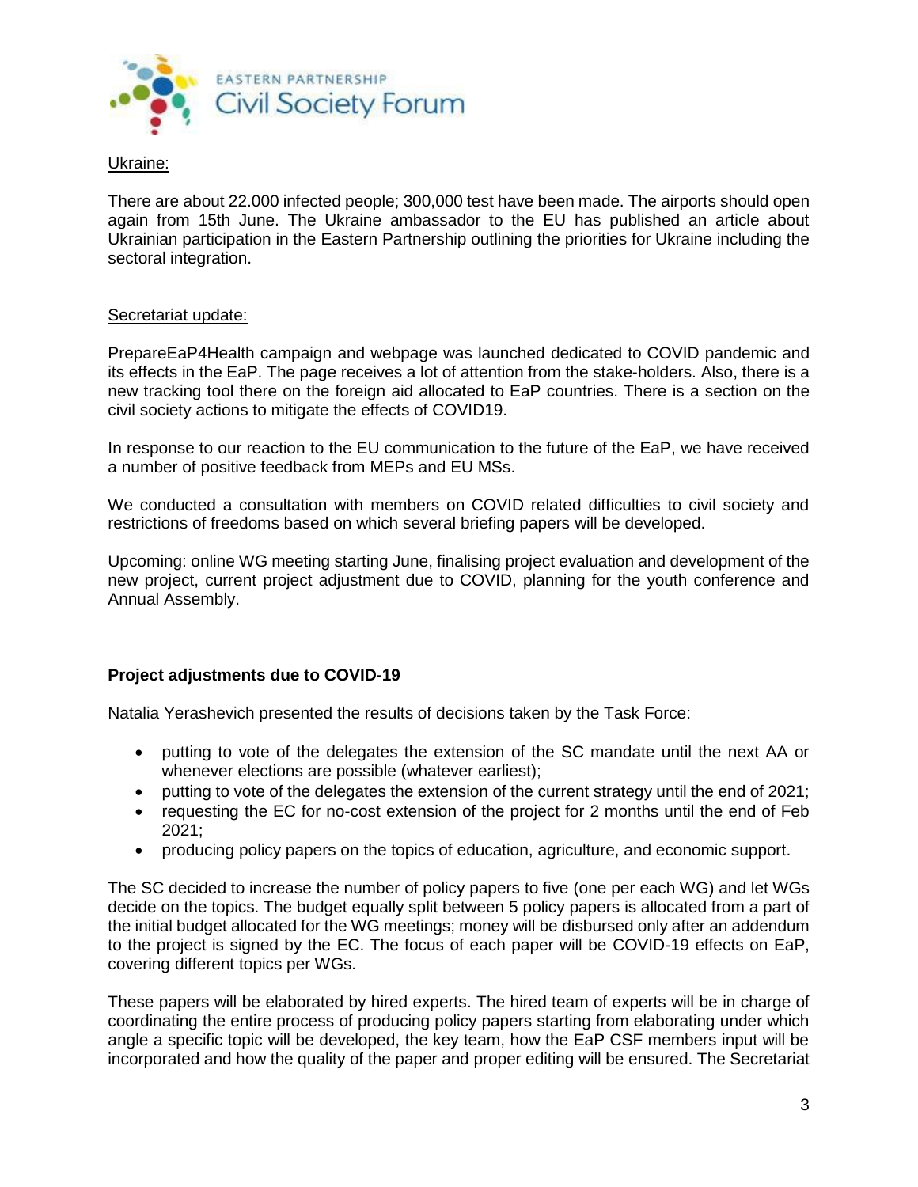Ukraine:

There are about 22.000 infected people; 300,000 test have been made. The airports should open again from 15th June. The Ukraine ambassador to the EU has published an article about Ukrainian participation in the Eastern Partnership outlining the priorities for Ukraine including the sectoral integration.

Secretariat update:

PrepareEaP4Health campaign and webpage was launched dedicated to COVID pandemic and its effects in the EaP. The page receives a lot of attention from the stake-holders. Also, there is a new tracking tool there on the foreign aid allocated to EaP countries. There is a section on the civil society actions to mitigate the effects of COVID19.

In response to our reaction to the EU communication to the future of the EaP, we have received a number of positive feedback from MEPs and EU MSs.

We conducted a consultation with members on COVID related difficulties to civil society and restrictions of freedoms based on which several briefing papers will be developed.

Upcoming: online WG meeting starting June, finalising project evaluation and development of the new project, current project adjustment due to COVID, planning for the youth conference and Annual Assembly.

**Project adjustments due to COVID-19**

Natalia Yerashevich presented the results of decisions taken by the Task Force:

- putting to vote of the delegates the extension of the SC mandate until the next AA or whenever elections are possible (whatever earliest);
- putting to vote of the delegates the extension of the current strategy until the end of 2021;
- requesting the EC for no-cost extension of the project for 2 months until the end of Feb 2021;
- producing policy papers on the topics of education, agriculture, and economic support.

The SC decided to increase the number of policy papers to five (one per each WG) and let WGs decide on the topics. The budget equally split between 5 policy papers is allocated from a part of the initial budget allocated for the WG meetings; money will be disbursed only after an addendum to the project is signed by the EC. The focus of each paper will be COVID-19 effects on EaP, covering different topics per WGs.

These papers will be elaborated by hired experts. The hired team of experts will be in charge of coordinating the entire process of producing policy papers starting from elaborating under which angle a specific topic will be developed, the key team, how the EaP CSF members input will be incorporated and how the quality of the paper and proper editing will be ensured. The Secretariat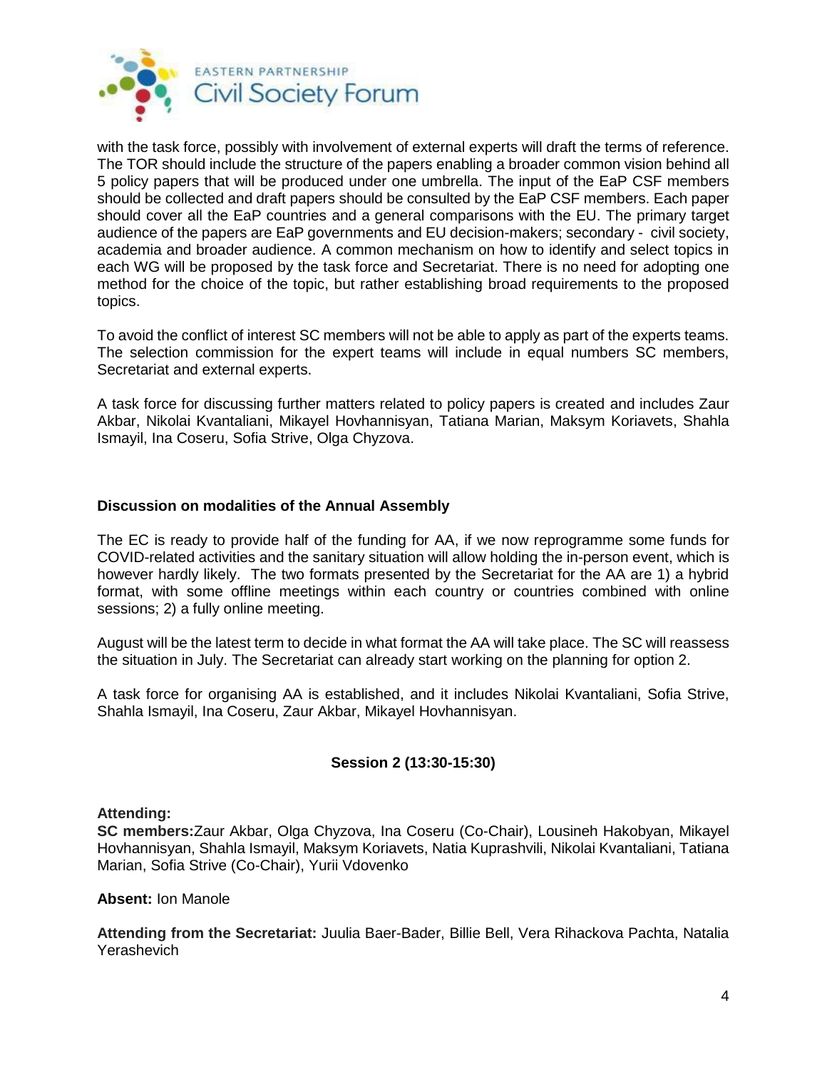with the task force, possibly with involvement of external experts will draft the terms of reference. The TOR should include the structure of the papers enabling a broader common vision behind all 5 policy papers that will be produced under one umbrella. The input of the EaP CSF members should be collected and draft papers should be consulted by the EaP CSF members. Each paper should cover all the EaP countries and a general comparisons with the EU. The primary target audience of the papers are EaP governments and EU decision-makers; secondary - civil society, academia and broader audience. A common mechanism on how to identify and select topics in each WG will be proposed by the task force and Secretariat. There is no need for adopting one method for the choice of the topic, but rather establishing broad requirements to the proposed topics.

To avoid the conflict of interest SC members will not be able to apply as part of the experts teams. The selection commission for the expert teams will include in equal numbers SC members, Secretariat and external experts.

A task force for discussing further matters related to policy papers is created and includes Zaur Akbar, Nikolai Kvantaliani, Mikayel Hovhannisyan, Tatiana Marian, Maksym Koriavets, Shahla Ismayil, Ina Coseru, Sofia Strive, Olga Chyzova.

**Discussion on modalities of the Annual Assembly**

The EC is ready to provide half of the funding for AA, if we now reprogramme some funds for COVID-related activities and the sanitary situation will allow holding the in-person event, which is however hardly likely. The two formats presented by the Secretariat for the AA are 1) a hybrid format, with some offline meetings within each country or countries combined with online sessions; 2) a fully online meeting.

August will be the latest term to decide in what format the AA will take place. The SC will reassess the situation in July. The Secretariat can already start working on the planning for option 2.

A task force for organising AA is established, and it includes Nikolai Kvantaliani, Sofia Strive, Shahla Ismayil, Ina Coseru, Zaur Akbar, Mikayel Hovhannisyan.

**Session 2 (13:30-15:30)**

**Attending:**
**SC members:** Zaur Akbar, Olga Chyzova, Ina Coseru (Co-Chair), Lousineh Hakobyan, Mikayel Hovhannisyan, Shahla Ismayil, Maksym Koriavets, Natia Kuprashvili, Nikolai Kvantaliani, Tatiana Marian, Sofia Strive (Co-Chair), Yurii Vdovenko

**Absent:** Ion Manole

**Attending from the Secretariat:** Juulia Baer-Bader, Billie Bell, Vera Rihackova Pachta, Natalia Yerashevich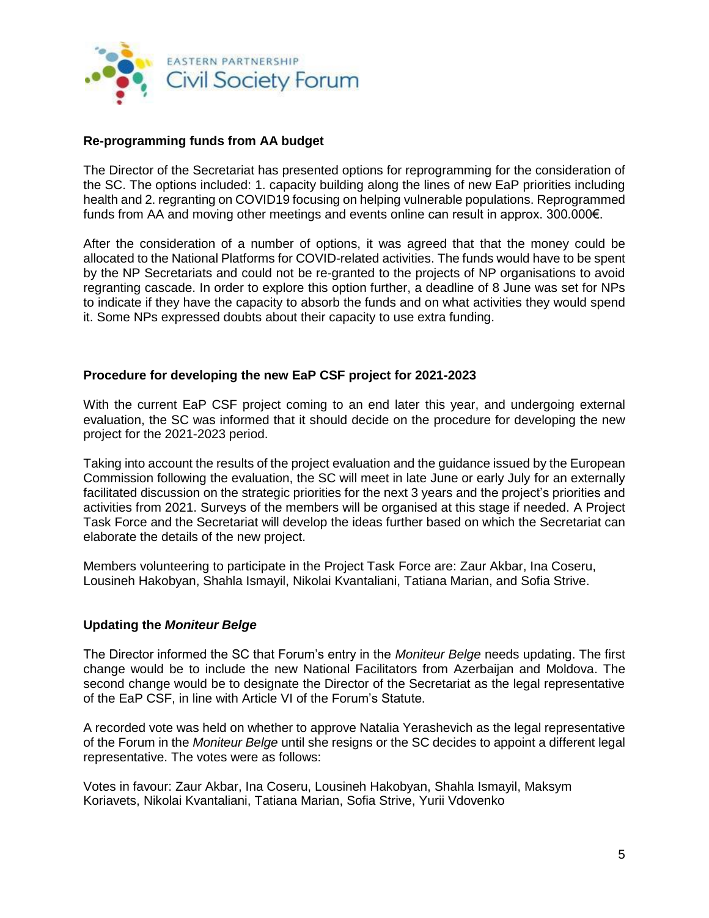### Re-programming funds from AA budget

The Director of the Secretariat has presented options for reprogramming for the consideration of the SC. The options included: 1. capacity building along the lines of new EaP priorities including health and 2. regranting on COVID19 focusing on helping vulnerable populations. Reprogrammed funds from AA and moving other meetings and events online can result in approx. 300.000€.

After the consideration of a number of options, it was agreed that that the money could be allocated to the National Platforms for COVID-related activities. The funds would have to be spent by the NP Secretariats and could not be re-granted to the projects of NP organisations to avoid regranting cascade. In order to explore this option further, a deadline of 8 June was set for NPs to indicate if they have the capacity to absorb the funds and on what activities they would spend it. Some NPs expressed doubts about their capacity to use extra funding.

### Procedure for developing the new EaP CSF project for 2021-2023

With the current EaP CSF project coming to an end later this year, and undergoing external evaluation, the SC was informed that it should decide on the procedure for developing the new project for the 2021-2023 period.

Taking into account the results of the project evaluation and the guidance issued by the European Commission following the evaluation, the SC will meet in late June or early July for an externally facilitated discussion on the strategic priorities for the next 3 years and the project's priorities and activities from 2021. Surveys of the members will be organised at this stage if needed. A Project Task Force and the Secretariat will develop the ideas further based on which the Secretariat can elaborate the details of the new project.

Members volunteering to participate in the Project Task Force are: Zaur Akbar, Ina Coseru, Lousineh Hakobyan, Shahla Ismayil, Nikolai Kvantaliani, Tatiana Marian, and Sofia Strive.

### Updating the *Moniteur Belge*

The Director informed the SC that Forum's entry in the *Moniteur Belge* needs updating. The first change would be to include the new National Facilitators from Azerbaijan and Moldova. The second change would be to designate the Director of the Secretariat as the legal representative of the EaP CSF, in line with Article VI of the Forum's Statute.

A recorded vote was held on whether to approve Natalia Yerashevich as the legal representative of the Forum in the *Moniteur Belge* until she resigns or the SC decides to appoint a different legal representative. The votes were as follows:

Votes in favour: Zaur Akbar, Ina Coseru, Lousineh Hakobyan, Shahla Ismayil, Maksym Koriavets, Nikolai Kvantaliani, Tatiana Marian, Sofia Strive, Yurii Vdovenko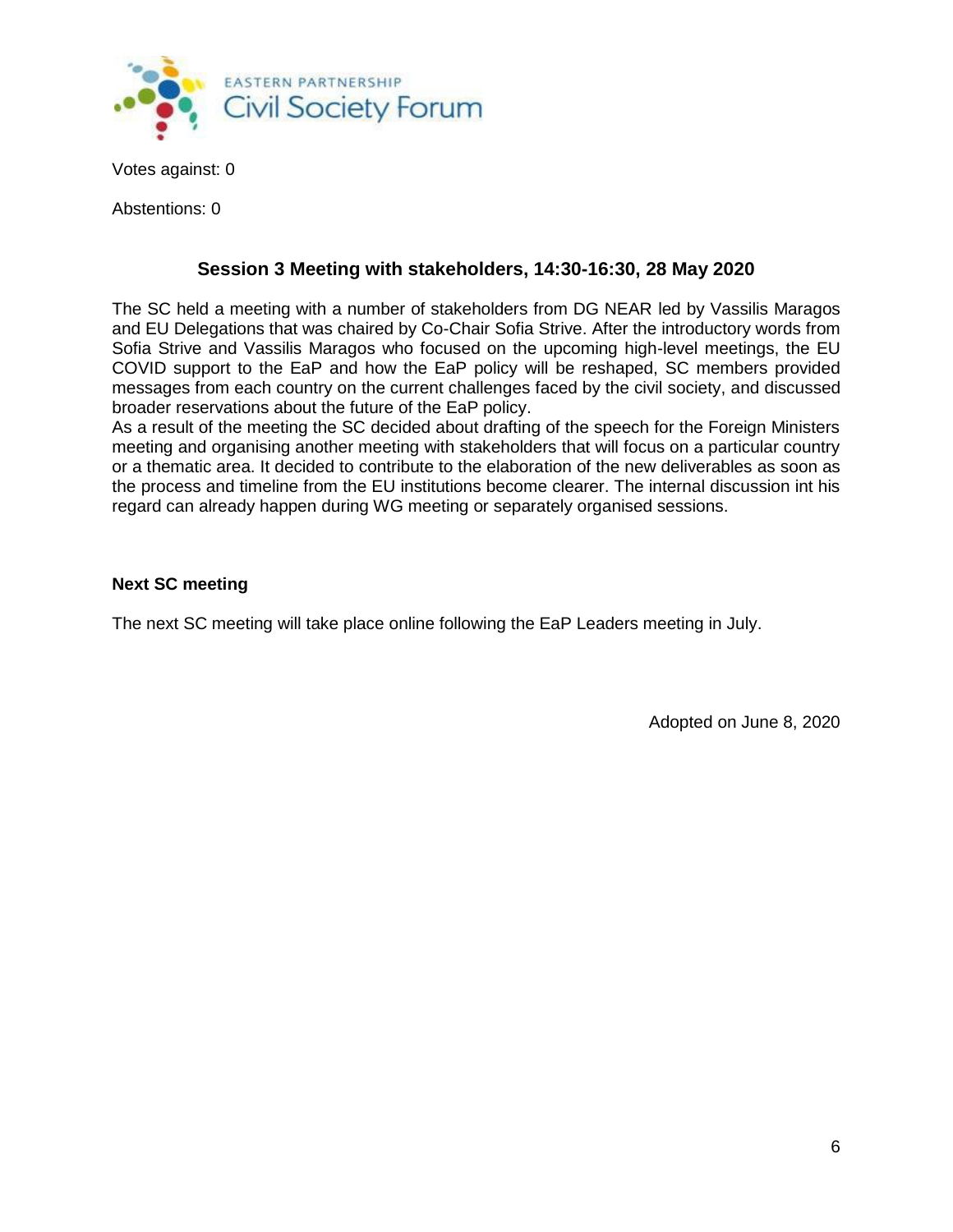Votes against: 0

Abstentions: 0

## Session 3 Meeting with stakeholders, 14:30-16:30, 28 May 2020

The SC held a meeting with a number of stakeholders from DG NEAR led by Vassilis Maragos and EU Delegations that was chaired by Co-Chair Sofia Strive. After the introductory words from Sofia Strive and Vassilis Maragos who focused on the upcoming high-level meetings, the EU COVID support to the EaP and how the EaP policy will be reshaped, SC members provided messages from each country on the current challenges faced by the civil society, and discussed broader reservations about the future of the EaP policy.

As a result of the meeting the SC decided about drafting of the speech for the Foreign Ministers meeting and organising another meeting with stakeholders that will focus on a particular country or a thematic area. It decided to contribute to the elaboration of the new deliverables as soon as the process and timeline from the EU institutions become clearer. The internal discussion int his regard can already happen during WG meeting or separately organised sessions.

**Next SC meeting**

The next SC meeting will take place online following the EaP Leaders meeting in July.

Adopted on June 8, 2020